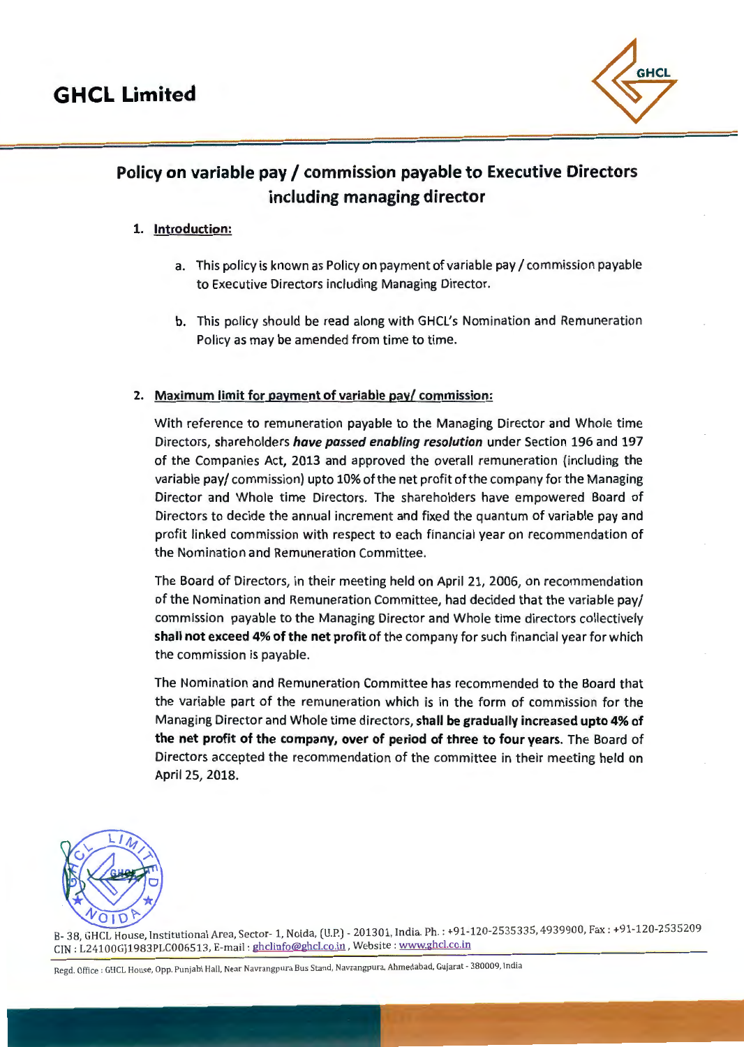# GHCL Limited

## Policy on variable pay / commission payable to Executive Directors including managing director

### 1. Introduction:

a. This policy is known as Policy on payment of variable pay / commission payable to Executive Directors including Managing Director.

b. This policy should be read along with GHCL's Nomination and Remuneration Policy as may be amended from time to time.

### 2. Maximum limit for payment of variable pay/ commission:

With reference to remuneration payable to the Managing Director and Whole time Directors, shareholders ***have passed enabling resolution*** under Section 196 and 197 of the Companies Act, 2013 and approved the overall remuneration (including the variable pay/ commission) upto 10% of the net profit of the company for the Managing Director and Whole time Directors. The shareholders have empowered Board of Directors to decide the annual increment and fixed the quantum of variable pay and profit linked commission with respect to each financial year on recommendation of the Nomination and Remuneration Committee.

The Board of Directors, in their meeting held on April 21, 2006, on recommendation of the Nomination and Remuneration Committee, had decided that the variable pay/ commission payable to the Managing Director and Whole time directors collectively **shall not exceed 4% of the net profit** of the company for such financial year for which the commission is payable.

The Nomination and Remuneration Committee has recommended to the Board that the variable part of the remuneration which is in the form of commission for the Managing Director and Whole time directors, **shall be gradually increased upto 4% of the net profit of the company, over of period of three to four years.** The Board of Directors accepted the recommendation of the committee in their meeting held on April 25, 2018.

B- 38, GHCL House, Institutional Area, Sector- 1, Noida, (U.P.) - 201301, India. Ph. : +91-120-2535335, 4939900, Fax : +91-120-2535209
CIN : L24100GJ1983PLC006513, E-mail : ghclinfo@ghcl.co.in , Website : www.ghcl.co.in

Regd. Office : GHCL House, Opp. Punjabi Hall, Near Navrangpura Bus Stand, Navrangpura, Ahmedabad, Gujarat - 380009, India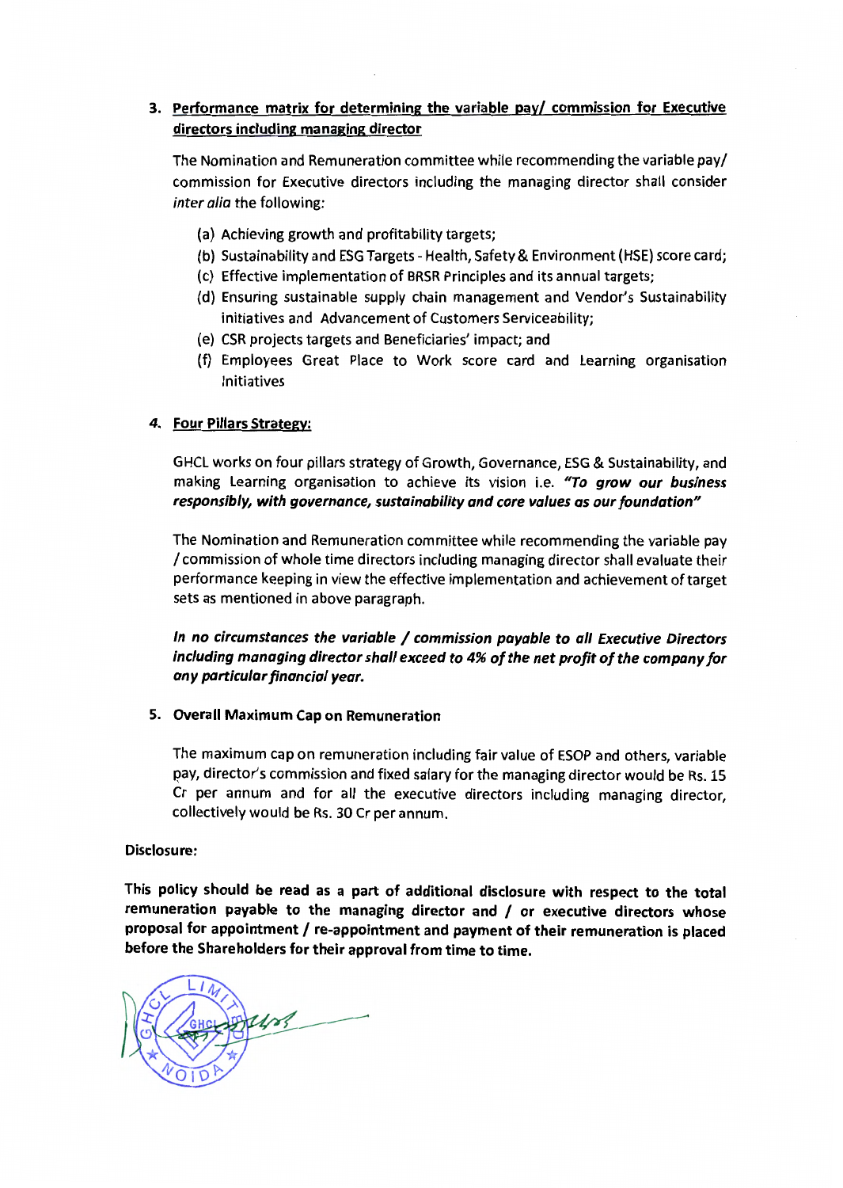3. **Performance matrix for determining the variable pay/ commission for Executive directors including managing director**

   The Nomination and Remuneration committee while recommending the variable pay/ commission for Executive directors including the managing director shall consider *inter alia* the following:

   (a) Achieving growth and profitability targets;
   (b) Sustainability and ESG Targets - Health, Safety & Environment (HSE) score card;
   (c) Effective implementation of BRSR Principles and its annual targets;
   (d) Ensuring sustainable supply chain management and Vendor's Sustainability initiatives and Advancement of Customers Serviceability;
   (e) CSR projects targets and Beneficiaries' impact; and
   (f) Employees Great Place to Work score card and Learning organisation Initiatives

4. **Four Pillars Strategy:**

   GHCL works on four pillars strategy of Growth, Governance, ESG & Sustainability, and making Learning organisation to achieve its vision i.e. ***"To grow our business responsibly, with governance, sustainability and core values as our foundation"***

   The Nomination and Remuneration committee while recommending the variable pay / commission of whole time directors including managing director shall evaluate their performance keeping in view the effective implementation and achievement of target sets as mentioned in above paragraph.

   ***In no circumstances the variable / commission payable to all Executive Directors including managing director shall exceed to 4% of the net profit of the company for any particular financial year.***

5. **Overall Maximum Cap on Remuneration**

   The maximum cap on remuneration including fair value of ESOP and others, variable pay, director's commission and fixed salary for the managing director would be Rs. 15 Cr per annum and for all the executive directors including managing director, collectively would be Rs. 30 Cr per annum.

**Disclosure:**

**This policy should be read as a part of additional disclosure with respect to the total remuneration payable to the managing director and / or executive directors whose proposal for appointment / re-appointment and payment of their remuneration is placed before the Shareholders for their approval from time to time.**